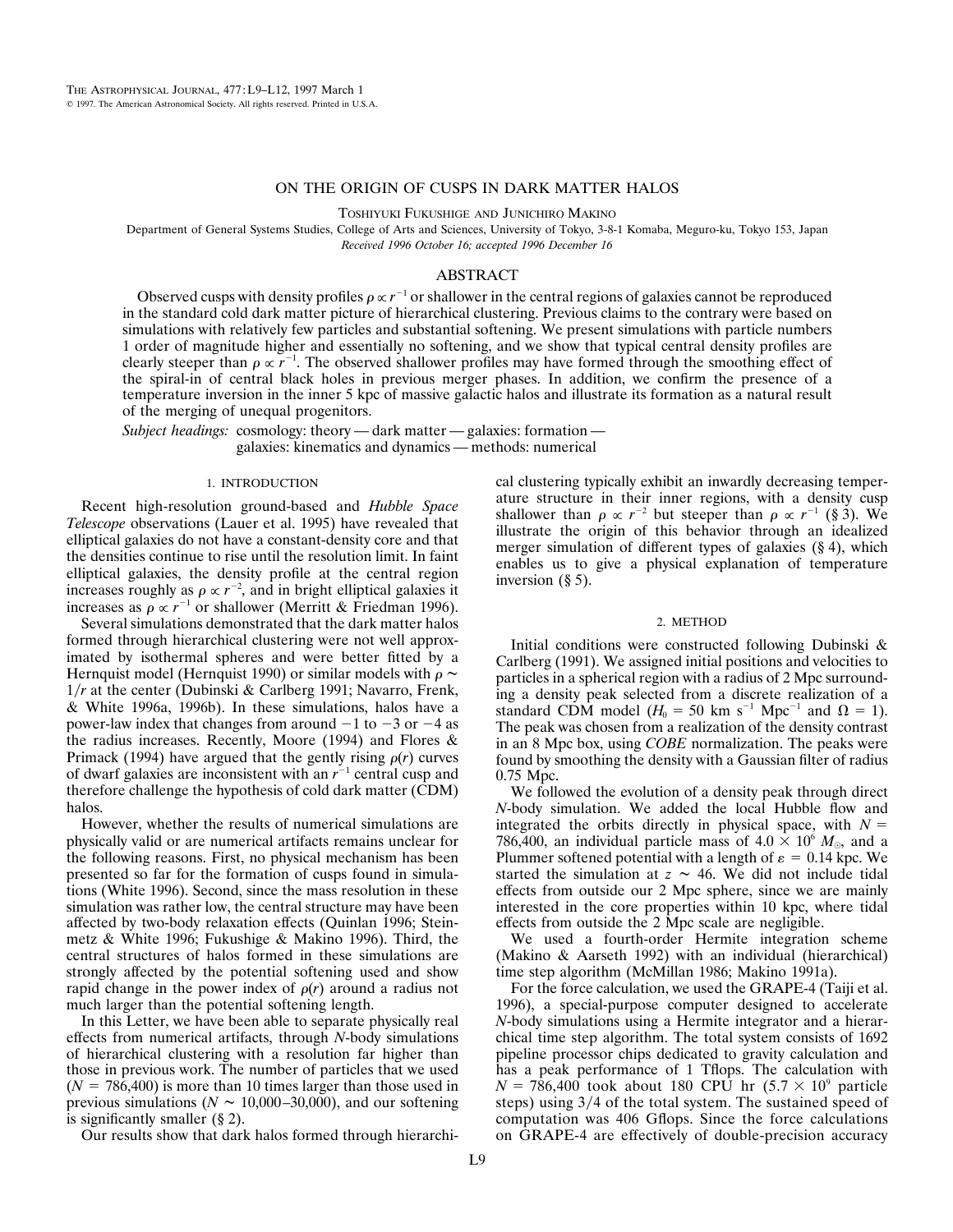# ON THE ORIGIN OF CUSPS IN DARK MATTER HALOS

Toshiyuki Fukushige and Junichiro Makino

Department of General Systems Studies, College of Arts and Sciences, University of Tokyo, 3-8-1 Komaba, Meguro-ku, Tokyo 153, Japan

*Received 1996 October 16; accepted 1996 December 16*

## ABSTRACT

Observed cusps with density profiles $\rho \propto r^{-1}$ or shallower in the central regions of galaxies cannot be reproduced in the standard cold dark matter picture of hierarchical clustering. Previous claims to the contrary were based on simulations with relatively few particles and substantial softening. We present simulations with particle numbers 1 order of magnitude higher and essentially no softening, and we show that typical central density profiles are clearly steeper than $\rho \propto r^{-1}$. The observed shallower profiles may have formed through the smoothing effect of the spiral-in of central black holes in previous merger phases. In addition, we confirm the presence of a temperature inversion in the inner 5 kpc of massive galactic halos and illustrate its formation as a natural result of the merging of unequal progenitors.

*Subject headings:* cosmology: theory — dark matter — galaxies: formation — galaxies: kinematics and dynamics — methods: numerical

## 1. INTRODUCTION

Recent high-resolution ground-based and *Hubble Space Telescope* observations (Lauer et al. 1995) have revealed that elliptical galaxies do not have a constant-density core and that the densities continue to rise until the resolution limit. In faint elliptical galaxies, the density profile at the central region increases roughly as $\rho \propto r^{-2}$, and in bright elliptical galaxies it increases as $\rho \propto r^{-1}$ or shallower (Merritt & Friedman 1996).

Several simulations demonstrated that the dark matter halos formed through hierarchical clustering were not well approximated by isothermal spheres and were better fitted by a Hernquist model (Hernquist 1990) or similar models with $\rho \sim 1/r$ at the center (Dubinski & Carlberg 1991; Navarro, Frenk, & White 1996a, 1996b). In these simulations, halos have a power-law index that changes from around $-1$ to $-3$ or $-4$ as the radius increases. Recently, Moore (1994) and Flores & Primack (1994) have argued that the gently rising $\rho(r)$ curves of dwarf galaxies are inconsistent with an $r^{-1}$ central cusp and therefore challenge the hypothesis of cold dark matter (CDM) halos.

However, whether the results of numerical simulations are physically valid or are numerical artifacts remains unclear for the following reasons. First, no physical mechanism has been presented so far for the formation of cusps found in simulations (White 1996). Second, since the mass resolution in these simulation was rather low, the central structure may have been affected by two-body relaxation effects (Quinlan 1996; Steinmetz & White 1996; Fukushige & Makino 1996). Third, the central structures of halos formed in these simulations are strongly affected by the potential softening used and show rapid change in the power index of $\rho(r)$ around a radius not much larger than the potential softening length.

In this Letter, we have been able to separate physically real effects from numerical artifacts, through *N*-body simulations of hierarchical clustering with a resolution far higher than those in previous work. The number of particles that we used ($N = 786{,}400$) is more than 10 times larger than those used in previous simulations ($N \sim 10{,}000$–$30{,}000$), and our softening is significantly smaller (§ 2).

Our results show that dark halos formed through hierarchical clustering typically exhibit an inwardly decreasing temperature structure in their inner regions, with a density cusp shallower than $\rho \propto r^{-2}$ but steeper than $\rho \propto r^{-1}$ (§ 3). We illustrate the origin of this behavior through an idealized merger simulation of different types of galaxies (§ 4), which enables us to give a physical explanation of temperature inversion (§ 5).

## 2. METHOD

Initial conditions were constructed following Dubinski & Carlberg (1991). We assigned initial positions and velocities to particles in a spherical region with a radius of 2 Mpc surrounding a density peak selected from a discrete realization of a standard CDM model ($H_0 = 50$ km s$^{-1}$ Mpc$^{-1}$ and $\Omega = 1$). The peak was chosen from a realization of the density contrast in an 8 Mpc box, using *COBE* normalization. The peaks were found by smoothing the density with a Gaussian filter of radius 0.75 Mpc.

We followed the evolution of a density peak through direct *N*-body simulation. We added the local Hubble flow and integrated the orbits directly in physical space, with $N = 786{,}400$, an individual particle mass of $4.0 \times 10^6$ $M_\odot$, and a Plummer softened potential with a length of $\varepsilon = 0.14$ kpc. We started the simulation at $z \sim 46$. We did not include tidal effects from outside our 2 Mpc sphere, since we are mainly interested in the core properties within 10 kpc, where tidal effects from outside the 2 Mpc scale are negligible.

We used a fourth-order Hermite integration scheme (Makino & Aarseth 1992) with an individual (hierarchical) time step algorithm (McMillan 1986; Makino 1991a).

For the force calculation, we used the GRAPE-4 (Taiji et al. 1996), a special-purpose computer designed to accelerate *N*-body simulations using a Hermite integrator and a hierarchical time step algorithm. The total system consists of 1692 pipeline processor chips dedicated to gravity calculation and has a peak performance of 1 Tflops. The calculation with $N = 786{,}400$ took about 180 CPU hr ($5.7 \times 10^9$ particle steps) using 3/4 of the total system. The sustained speed of computation was 406 Gflops. Since the force calculations on GRAPE-4 are effectively of double-precision accuracy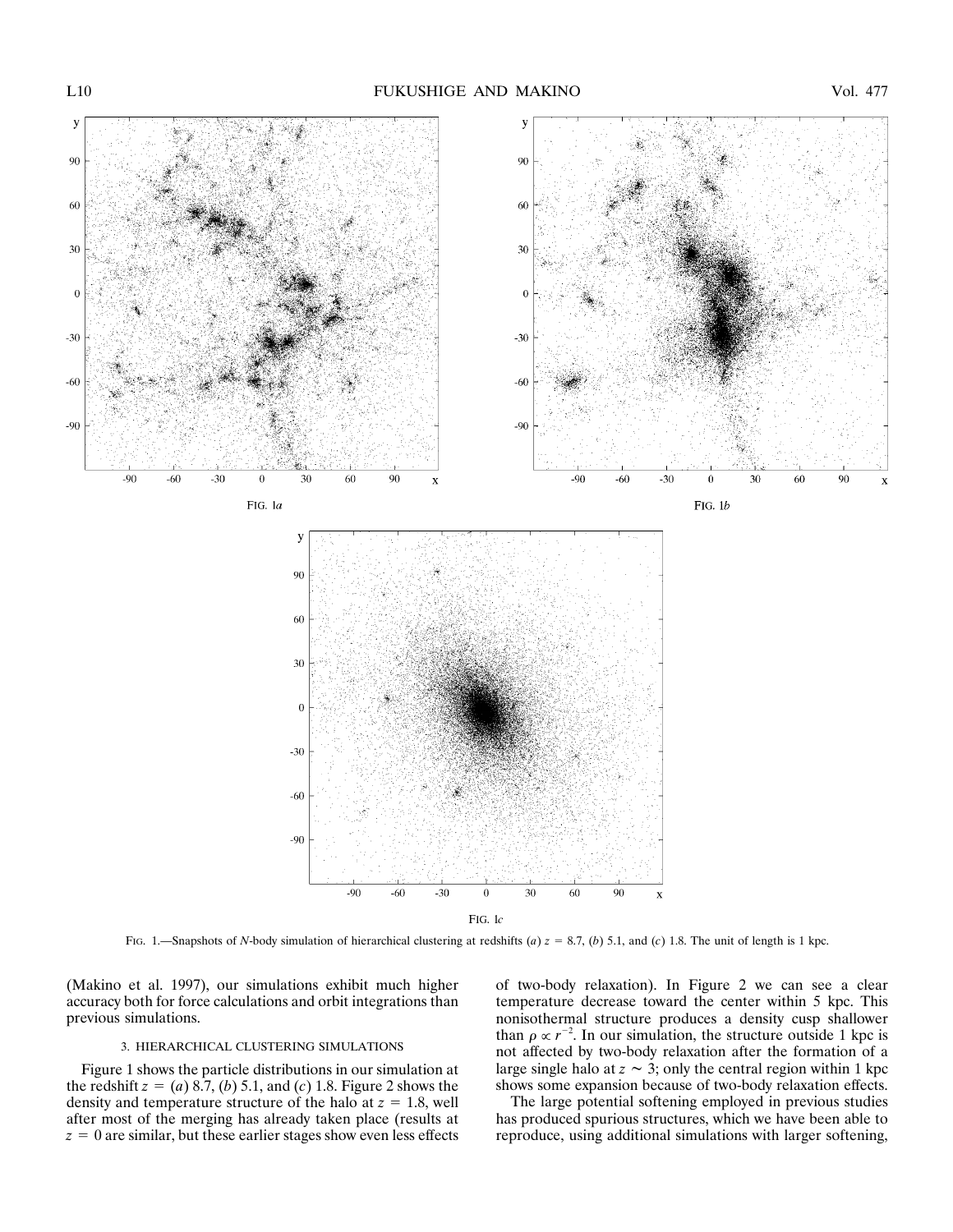FIG. 1.—Snapshots of *N*-body simulation of hierarchical clustering at redshifts (*a*) $z = 8.7$, (*b*) 5.1, and (*c*) 1.8. The unit of length is 1 kpc.

(Makino et al. 1997), our simulations exhibit much higher accuracy both for force calculations and orbit integrations than previous simulations.

### 3. HIERARCHICAL CLUSTERING SIMULATIONS

Figure 1 shows the particle distributions in our simulation at the redshift $z =$ (*a*) 8.7, (*b*) 5.1, and (*c*) 1.8. Figure 2 shows the density and temperature structure of the halo at $z = 1.8$, well after most of the merging has already taken place (results at $z = 0$ are similar, but these earlier stages show even less effects of two-body relaxation). In Figure 2 we can see a clear temperature decrease toward the center within 5 kpc. This nonisothermal structure produces a density cusp shallower than $\rho \propto r^{-2}$. In our simulation, the structure outside 1 kpc is not affected by two-body relaxation after the formation of a large single halo at $z \sim 3$; only the central region within 1 kpc shows some expansion because of two-body relaxation effects.

The large potential softening employed in previous studies has produced spurious structures, which we have been able to reproduce, using additional simulations with larger softening,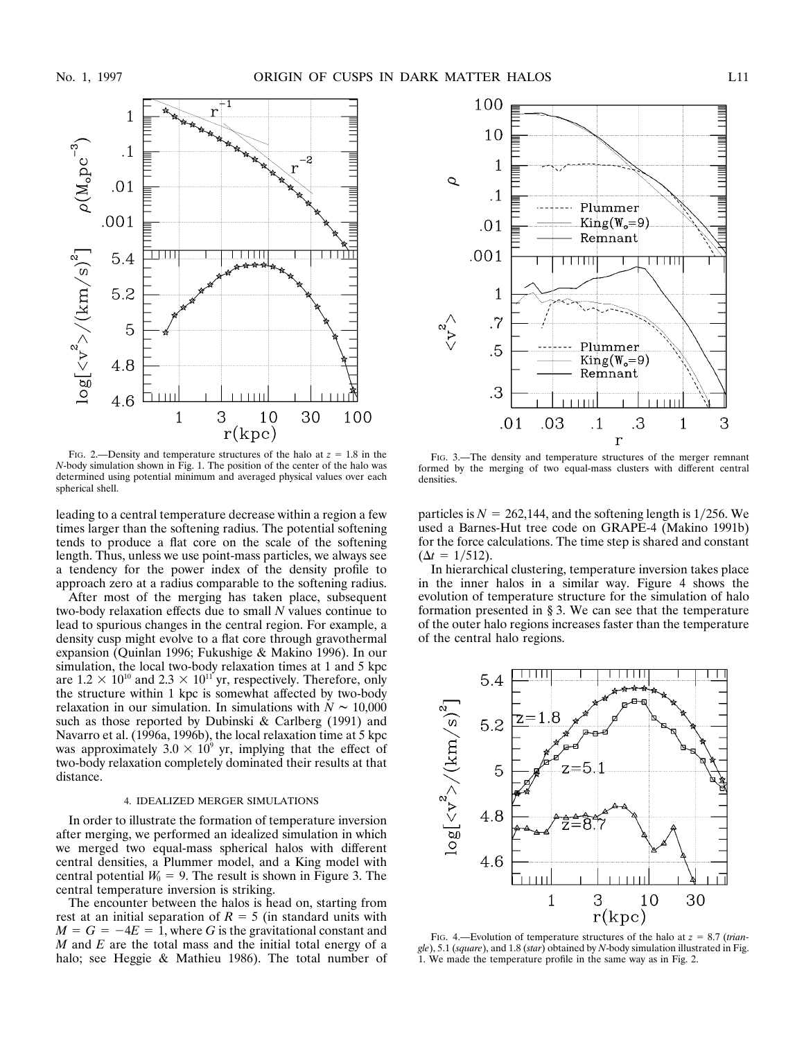FIG. 2.—Density and temperature structures of the halo at $z = 1.8$ in the *N*-body simulation shown in Fig. 1. The position of the center of the halo was determined using potential minimum and averaged physical values over each spherical shell.

FIG. 3.—The density and temperature structures of the merger remnant formed by the merging of two equal-mass clusters with different central densities.

leading to a central temperature decrease within a region a few times larger than the softening radius. The potential softening tends to produce a flat core on the scale of the softening length. Thus, unless we use point-mass particles, we always see a tendency for the power index of the density profile to approach zero at a radius comparable to the softening radius.

After most of the merging has taken place, subsequent two-body relaxation effects due to small *N* values continue to lead to spurious changes in the central region. For example, a density cusp might evolve to a flat core through gravothermal expansion (Quinlan 1996; Fukushige & Makino 1996). In our simulation, the local two-body relaxation times at 1 and 5 kpc are $1.2 \times 10^{10}$ and $2.3 \times 10^{11}$ yr, respectively. Therefore, only the structure within 1 kpc is somewhat affected by two-body relaxation in our simulation. In simulations with $N \sim 10{,}000$ such as those reported by Dubinski & Carlberg (1991) and Navarro et al. (1996a, 1996b), the local relaxation time at 5 kpc was approximately $3.0 \times 10^{9}$ yr, implying that the effect of two-body relaxation completely dominated their results at that distance.

## 4. IDEALIZED MERGER SIMULATIONS

In order to illustrate the formation of temperature inversion after merging, we performed an idealized simulation in which we merged two equal-mass spherical halos with different central densities, a Plummer model, and a King model with central potential $W_0 = 9$. The result is shown in Figure 3. The central temperature inversion is striking.

The encounter between the halos is head on, starting from rest at an initial separation of $R = 5$ (in standard units with $M = G = -4E = 1$, where $G$ is the gravitational constant and $M$ and $E$ are the total mass and the initial total energy of a halo; see Heggie & Mathieu 1986). The total number of particles is $N = 262{,}144$, and the softening length is $1/256$. We used a Barnes-Hut tree code on GRAPE-4 (Makino 1991b) for the force calculations. The time step is shared and constant ($\Delta t = 1/512$).

In hierarchical clustering, temperature inversion takes place in the inner halos in a similar way. Figure 4 shows the evolution of temperature structure for the simulation of halo formation presented in § 3. We can see that the temperature of the outer halo regions increases faster than the temperature of the central halo regions.

FIG. 4.—Evolution of temperature structures of the halo at $z = 8.7$ (*triangle*), 5.1 (*square*), and 1.8 (*star*) obtained by *N*-body simulation illustrated in Fig. 1. We made the temperature profile in the same way as in Fig. 2.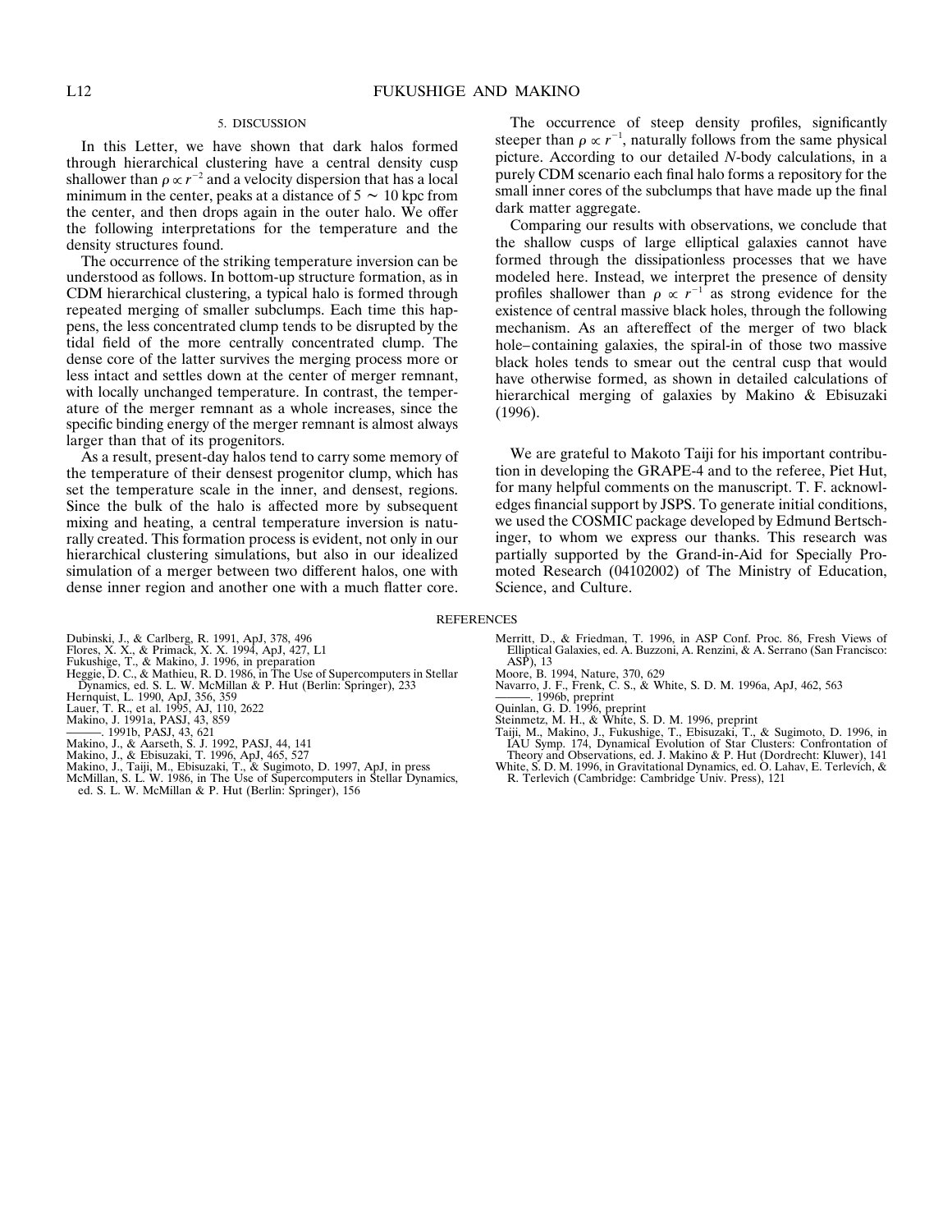## 5. DISCUSSION

In this Letter, we have shown that dark halos formed through hierarchical clustering have a central density cusp shallower than $\rho \propto r^{-2}$ and a velocity dispersion that has a local minimum in the center, peaks at a distance of $5 \sim 10$ kpc from the center, and then drops again in the outer halo. We offer the following interpretations for the temperature and the density structures found.

The occurrence of the striking temperature inversion can be understood as follows. In bottom-up structure formation, as in CDM hierarchical clustering, a typical halo is formed through repeated merging of smaller subclumps. Each time this happens, the less concentrated clump tends to be disrupted by the tidal field of the more centrally concentrated clump. The dense core of the latter survives the merging process more or less intact and settles down at the center of merger remnant, with locally unchanged temperature. In contrast, the temperature of the merger remnant as a whole increases, since the specific binding energy of the merger remnant is almost always larger than that of its progenitors.

As a result, present-day halos tend to carry some memory of the temperature of their densest progenitor clump, which has set the temperature scale in the inner, and densest, regions. Since the bulk of the halo is affected more by subsequent mixing and heating, a central temperature inversion is naturally created. This formation process is evident, not only in our hierarchical clustering simulations, but also in our idealized simulation of a merger between two different halos, one with dense inner region and another one with a much flatter core.

The occurrence of steep density profiles, significantly steeper than $\rho \propto r^{-1}$, naturally follows from the same physical picture. According to our detailed *N*-body calculations, in a purely CDM scenario each final halo forms a repository for the small inner cores of the subclumps that have made up the final dark matter aggregate.

Comparing our results with observations, we conclude that the shallow cusps of large elliptical galaxies cannot have formed through the dissipationless processes that we have modeled here. Instead, we interpret the presence of density profiles shallower than $\rho \propto r^{-1}$ as strong evidence for the existence of central massive black holes, through the following mechanism. As an aftereffect of the merger of two black hole–containing galaxies, the spiral-in of those two massive black holes tends to smear out the central cusp that would have otherwise formed, as shown in detailed calculations of hierarchical merging of galaxies by Makino & Ebisuzaki (1996).

We are grateful to Makoto Taiji for his important contribution in developing the GRAPE-4 and to the referee, Piet Hut, for many helpful comments on the manuscript. T. F. acknowledges financial support by JSPS. To generate initial conditions, we used the COSMIC package developed by Edmund Bertschinger, to whom we express our thanks. This research was partially supported by the Grand-in-Aid for Specially Promoted Research (04102002) of The Ministry of Education, Science, and Culture.

## REFERENCES

Dubinski, J., & Carlberg, R. 1991, ApJ, 378, 496
Flores, X. X., & Primack, X. X. 1994, ApJ, 427, L1
Fukushige, T., & Makino, J. 1996, in preparation
Heggie, D. C., & Mathieu, R. D. 1986, in The Use of Supercomputers in Stellar Dynamics, ed. S. L. W. McMillan & P. Hut (Berlin: Springer), 233
Hernquist, L. 1990, ApJ, 356, 359
Lauer, T. R., et al. 1995, AJ, 110, 2622
Makino, J. 1991a, PASJ, 43, 859
———. 1991b, PASJ, 43, 621
Makino, J., & Aarseth, S. J. 1992, PASJ, 44, 141
Makino, J., & Ebisuzaki, T. 1996, ApJ, 465, 527
Makino, J., Taiji, M., Ebisuzaki, T., & Sugimoto, D. 1997, ApJ, in press
McMillan, S. L. W. 1986, in The Use of Supercomputers in Stellar Dynamics, ed. S. L. W. McMillan & P. Hut (Berlin: Springer), 156
Merritt, D., & Friedman, T. 1996, in ASP Conf. Proc. 86, Fresh Views of Elliptical Galaxies, ed. A. Buzzoni, A. Renzini, & A. Serrano (San Francisco: ASP), 13
Moore, B. 1994, Nature, 370, 629
Navarro, J. F., Frenk, C. S., & White, S. D. M. 1996a, ApJ, 462, 563
———. 1996b, preprint
Quinlan, G. D. 1996, preprint
Steinmetz, M. H., & White, S. D. M. 1996, preprint
Taiji, M., Makino, J., Fukushige, T., Ebisuzaki, T., & Sugimoto, D. 1996, in IAU Symp. 174, Dynamical Evolution of Star Clusters: Confrontation of Theory and Observations, ed. J. Makino & P. Hut (Dordrecht: Kluwer), 141
White, S. D. M. 1996, in Gravitational Dynamics, ed. O. Lahav, E. Terlevich, & R. Terlevich (Cambridge: Cambridge Univ. Press), 121